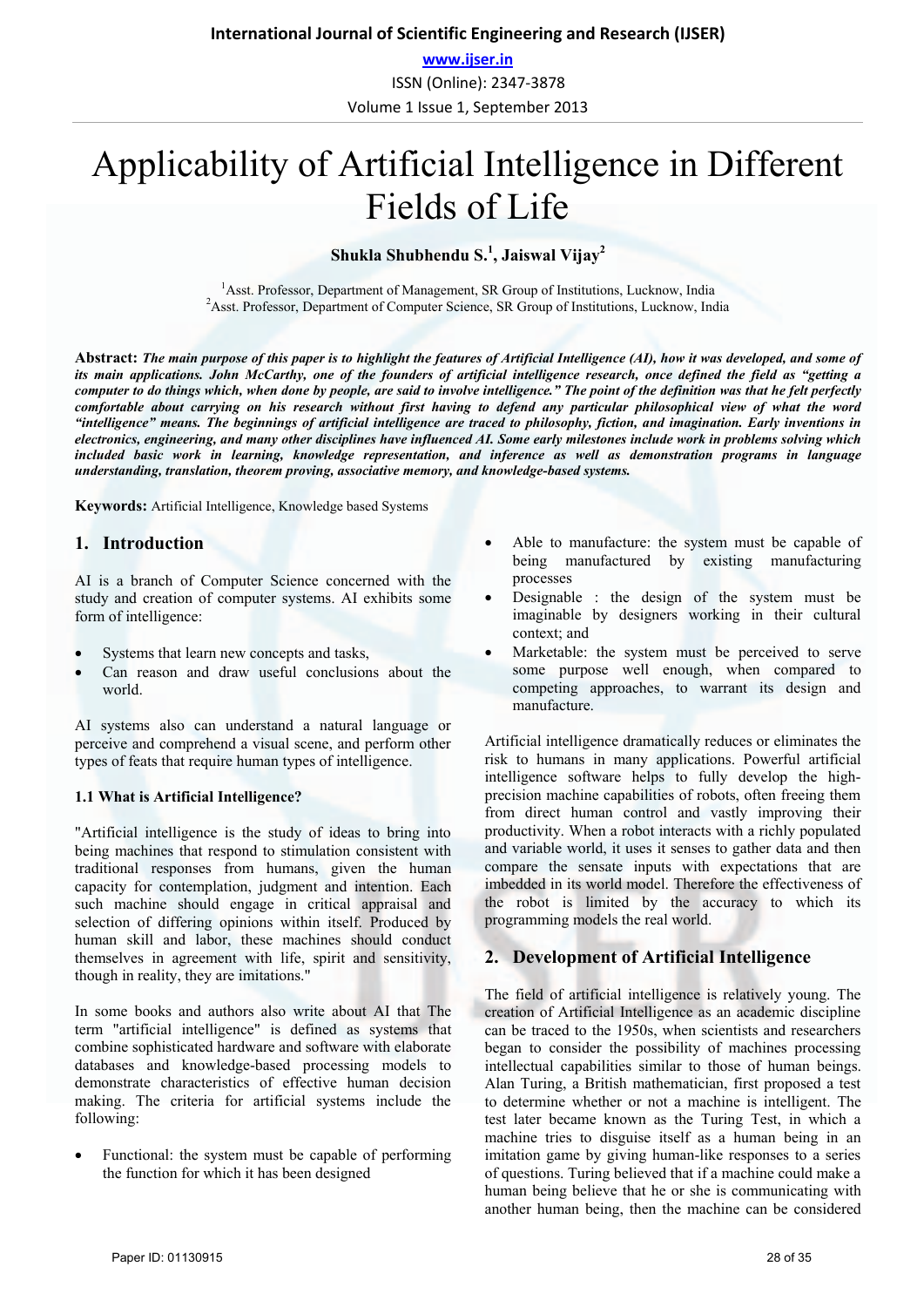# Applicability of Artificial Intelligence in Different Fields of Life

**Shukla Shubhendu S.[1], Jaiswal Vijay[2]**

[1]Asst. Professor, Department of Management, SR Group of Institutions, Lucknow, India
[2]Asst. Professor, Department of Computer Science, SR Group of Institutions, Lucknow, India

**Abstract:** ***The main purpose of this paper is to highlight the features of Artificial Intelligence (AI), how it was developed, and some of its main applications. John McCarthy, one of the founders of artificial intelligence research, once defined the field as "getting a computer to do things which, when done by people, are said to involve intelligence." The point of the definition was that he felt perfectly comfortable about carrying on his research without first having to defend any particular philosophical view of what the word "intelligence" means. The beginnings of artificial intelligence are traced to philosophy, fiction, and imagination. Early inventions in electronics, engineering, and many other disciplines have influenced AI. Some early milestones include work in problems solving which included basic work in learning, knowledge representation, and inference as well as demonstration programs in language understanding, translation, theorem proving, associative memory, and knowledge-based systems.***

**Keywords:** Artificial Intelligence, Knowledge based Systems

## 1. Introduction

AI is a branch of Computer Science concerned with the study and creation of computer systems. AI exhibits some form of intelligence:

- Systems that learn new concepts and tasks,
- Can reason and draw useful conclusions about the world.

AI systems also can understand a natural language or perceive and comprehend a visual scene, and perform other types of feats that require human types of intelligence.

### 1.1 What is Artificial Intelligence?

"Artificial intelligence is the study of ideas to bring into being machines that respond to stimulation consistent with traditional responses from humans, given the human capacity for contemplation, judgment and intention. Each such machine should engage in critical appraisal and selection of differing opinions within itself. Produced by human skill and labor, these machines should conduct themselves in agreement with life, spirit and sensitivity, though in reality, they are imitations."

In some books and authors also write about AI that The term "artificial intelligence" is defined as systems that combine sophisticated hardware and software with elaborate databases and knowledge-based processing models to demonstrate characteristics of effective human decision making. The criteria for artificial systems include the following:

- Functional: the system must be capable of performing the function for which it has been designed
- Able to manufacture: the system must be capable of being manufactured by existing manufacturing processes
- Designable : the design of the system must be imaginable by designers working in their cultural context; and
- Marketable: the system must be perceived to serve some purpose well enough, when compared to competing approaches, to warrant its design and manufacture.

Artificial intelligence dramatically reduces or eliminates the risk to humans in many applications. Powerful artificial intelligence software helps to fully develop the high-precision machine capabilities of robots, often freeing them from direct human control and vastly improving their productivity. When a robot interacts with a richly populated and variable world, it uses it senses to gather data and then compare the sensate inputs with expectations that are imbedded in its world model. Therefore the effectiveness of the robot is limited by the accuracy to which its programming models the real world.

## 2. Development of Artificial Intelligence

The field of artificial intelligence is relatively young. The creation of Artificial Intelligence as an academic discipline can be traced to the 1950s, when scientists and researchers began to consider the possibility of machines processing intellectual capabilities similar to those of human beings. Alan Turing, a British mathematician, first proposed a test to determine whether or not a machine is intelligent. The test later became known as the Turing Test, in which a machine tries to disguise itself as a human being in an imitation game by giving human-like responses to a series of questions. Turing believed that if a machine could make a human being believe that he or she is communicating with another human being, then the machine can be considered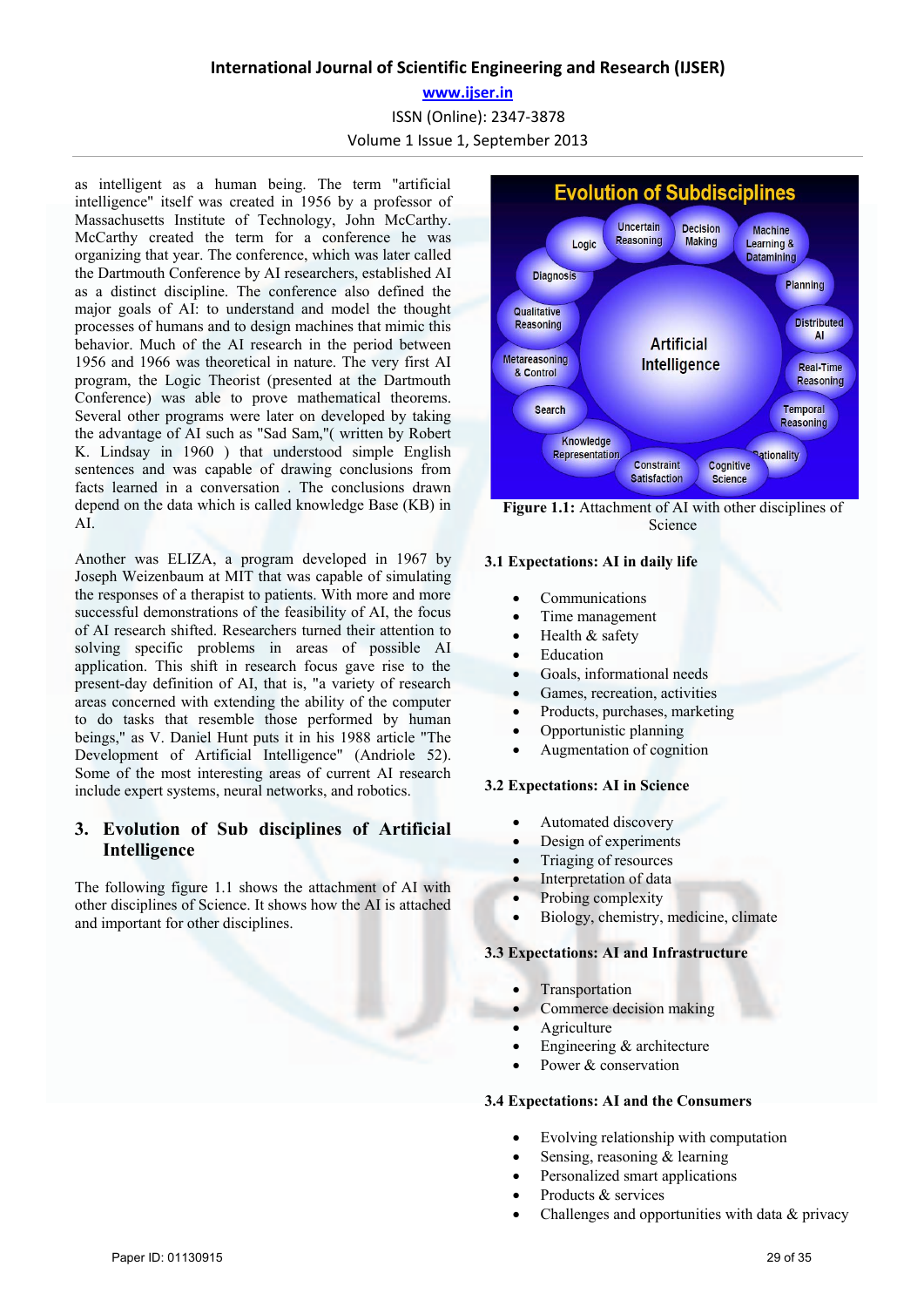as intelligent as a human being. The term "artificial intelligence" itself was created in 1956 by a professor of Massachusetts Institute of Technology, John McCarthy. McCarthy created the term for a conference he was organizing that year. The conference, which was later called the Dartmouth Conference by AI researchers, established AI as a distinct discipline. The conference also defined the major goals of AI: to understand and model the thought processes of humans and to design machines that mimic this behavior. Much of the AI research in the period between 1956 and 1966 was theoretical in nature. The very first AI program, the Logic Theorist (presented at the Dartmouth Conference) was able to prove mathematical theorems. Several other programs were later on developed by taking the advantage of AI such as "Sad Sam,"( written by Robert K. Lindsay in 1960 ) that understood simple English sentences and was capable of drawing conclusions from facts learned in a conversation . The conclusions drawn depend on the data which is called knowledge Base (KB) in AI.

Another was ELIZA, a program developed in 1967 by Joseph Weizenbaum at MIT that was capable of simulating the responses of a therapist to patients. With more and more successful demonstrations of the feasibility of AI, the focus of AI research shifted. Researchers turned their attention to solving specific problems in areas of possible AI application. This shift in research focus gave rise to the present-day definition of AI, that is, "a variety of research areas concerned with extending the ability of the computer to do tasks that resemble those performed by human beings," as V. Daniel Hunt puts it in his 1988 article "The Development of Artificial Intelligence" (Andriole 52). Some of the most interesting areas of current AI research include expert systems, neural networks, and robotics.

## 3. Evolution of Sub disciplines of Artificial Intelligence

The following figure 1.1 shows the attachment of AI with other disciplines of Science. It shows how the AI is attached and important for other disciplines.

Evolution of Subdisciplines

Artificial Intelligence

Logic
Uncertain Reasoning
Decision Making
Machine Learning & Datamining
Diagnosis
Planning
Qualitative Reasoning
Distributed AI
Metareasoning & Control
Real-Time Reasoning
Search
Temporal Reasoning
Knowledge Representation
Rationality
Constraint Satisfaction
Cognitive Science

**Figure 1.1:** Attachment of AI with other disciplines of Science

### 3.1 Expectations: AI in daily life

- Communications
- Time management
- Health & safety
- Education
- Goals, informational needs
- Games, recreation, activities
- Products, purchases, marketing
- Opportunistic planning
- Augmentation of cognition

### 3.2 Expectations: AI in Science

- Automated discovery
- Design of experiments
- Triaging of resources
- Interpretation of data
- Probing complexity
- Biology, chemistry, medicine, climate

### 3.3 Expectations: AI and Infrastructure

- Transportation
- Commerce decision making
- Agriculture
- Engineering & architecture
- Power & conservation

### 3.4 Expectations: AI and the Consumers

- Evolving relationship with computation
- Sensing, reasoning & learning
- Personalized smart applications
- Products & services
- Challenges and opportunities with data & privacy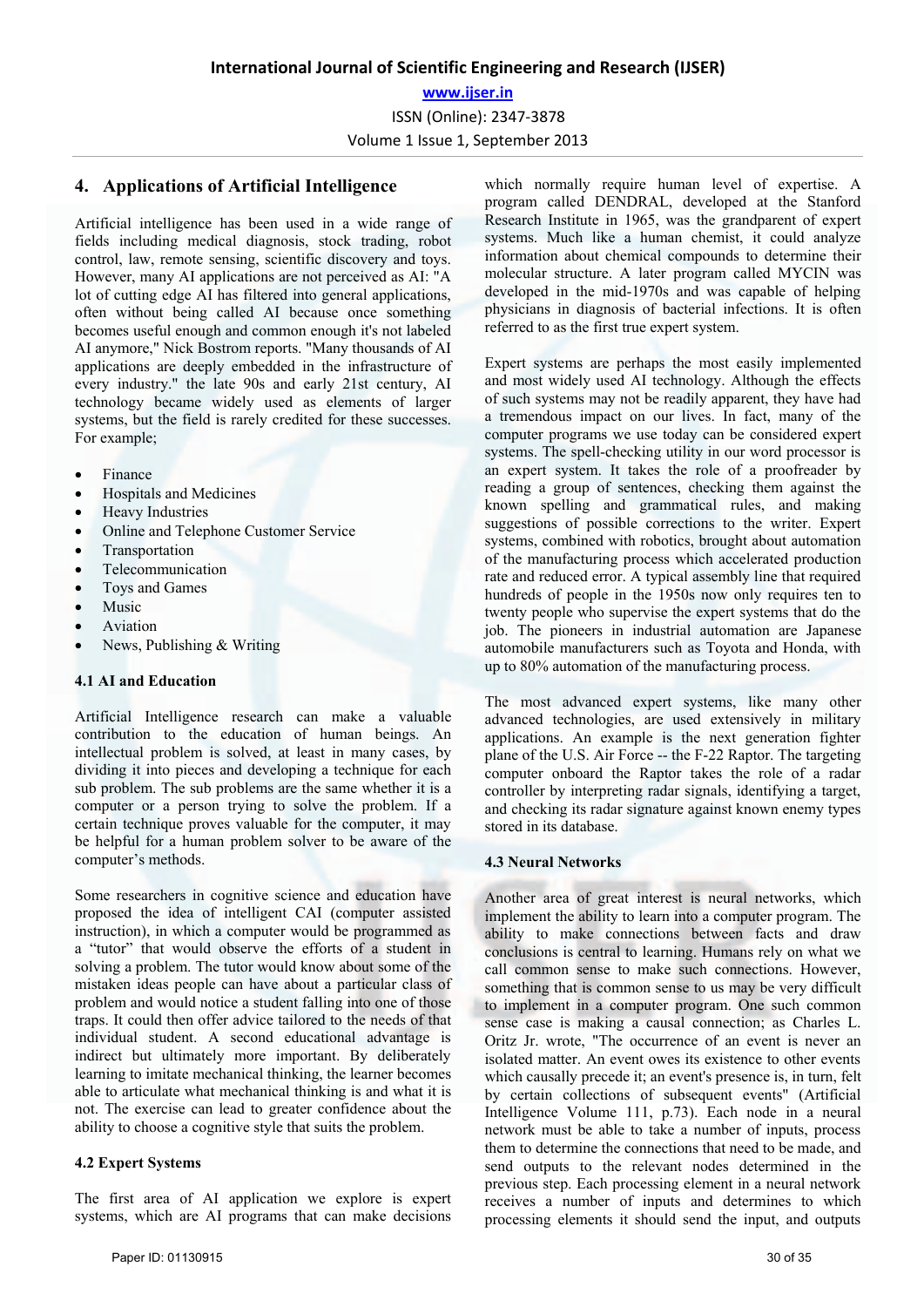## 4. Applications of Artificial Intelligence

Artificial intelligence has been used in a wide range of fields including medical diagnosis, stock trading, robot control, law, remote sensing, scientific discovery and toys. However, many AI applications are not perceived as AI: "A lot of cutting edge AI has filtered into general applications, often without being called AI because once something becomes useful enough and common enough it's not labeled AI anymore," Nick Bostrom reports. "Many thousands of AI applications are deeply embedded in the infrastructure of every industry." the late 90s and early 21st century, AI technology became widely used as elements of larger systems, but the field is rarely credited for these successes. For example;

- Finance
- Hospitals and Medicines
- Heavy Industries
- Online and Telephone Customer Service
- Transportation
- Telecommunication
- Toys and Games
- Music
- Aviation
- News, Publishing & Writing

### 4.1 AI and Education

Artificial Intelligence research can make a valuable contribution to the education of human beings. An intellectual problem is solved, at least in many cases, by dividing it into pieces and developing a technique for each sub problem. The sub problems are the same whether it is a computer or a person trying to solve the problem. If a certain technique proves valuable for the computer, it may be helpful for a human problem solver to be aware of the computer's methods.

Some researchers in cognitive science and education have proposed the idea of intelligent CAI (computer assisted instruction), in which a computer would be programmed as a "tutor" that would observe the efforts of a student in solving a problem. The tutor would know about some of the mistaken ideas people can have about a particular class of problem and would notice a student falling into one of those traps. It could then offer advice tailored to the needs of that individual student. A second educational advantage is indirect but ultimately more important. By deliberately learning to imitate mechanical thinking, the learner becomes able to articulate what mechanical thinking is and what it is not. The exercise can lead to greater confidence about the ability to choose a cognitive style that suits the problem.

### 4.2 Expert Systems

The first area of AI application we explore is expert systems, which are AI programs that can make decisions which normally require human level of expertise. A program called DENDRAL, developed at the Stanford Research Institute in 1965, was the grandparent of expert systems. Much like a human chemist, it could analyze information about chemical compounds to determine their molecular structure. A later program called MYCIN was developed in the mid-1970s and was capable of helping physicians in diagnosis of bacterial infections. It is often referred to as the first true expert system.

Expert systems are perhaps the most easily implemented and most widely used AI technology. Although the effects of such systems may not be readily apparent, they have had a tremendous impact on our lives. In fact, many of the computer programs we use today can be considered expert systems. The spell-checking utility in our word processor is an expert system. It takes the role of a proofreader by reading a group of sentences, checking them against the known spelling and grammatical rules, and making suggestions of possible corrections to the writer. Expert systems, combined with robotics, brought about automation of the manufacturing process which accelerated production rate and reduced error. A typical assembly line that required hundreds of people in the 1950s now only requires ten to twenty people who supervise the expert systems that do the job. The pioneers in industrial automation are Japanese automobile manufacturers such as Toyota and Honda, with up to 80% automation of the manufacturing process.

The most advanced expert systems, like many other advanced technologies, are used extensively in military applications. An example is the next generation fighter plane of the U.S. Air Force -- the F-22 Raptor. The targeting computer onboard the Raptor takes the role of a radar controller by interpreting radar signals, identifying a target, and checking its radar signature against known enemy types stored in its database.

### 4.3 Neural Networks

Another area of great interest is neural networks, which implement the ability to learn into a computer program. The ability to make connections between facts and draw conclusions is central to learning. Humans rely on what we call common sense to make such connections. However, something that is common sense to us may be very difficult to implement in a computer program. One such common sense case is making a causal connection; as Charles L. Oritz Jr. wrote, "The occurrence of an event is never an isolated matter. An event owes its existence to other events which causally precede it; an event's presence is, in turn, felt by certain collections of subsequent events" (Artificial Intelligence Volume 111, p.73). Each node in a neural network must be able to take a number of inputs, process them to determine the connections that need to be made, and send outputs to the relevant nodes determined in the previous step. Each processing element in a neural network receives a number of inputs and determines to which processing elements it should send the input, and outputs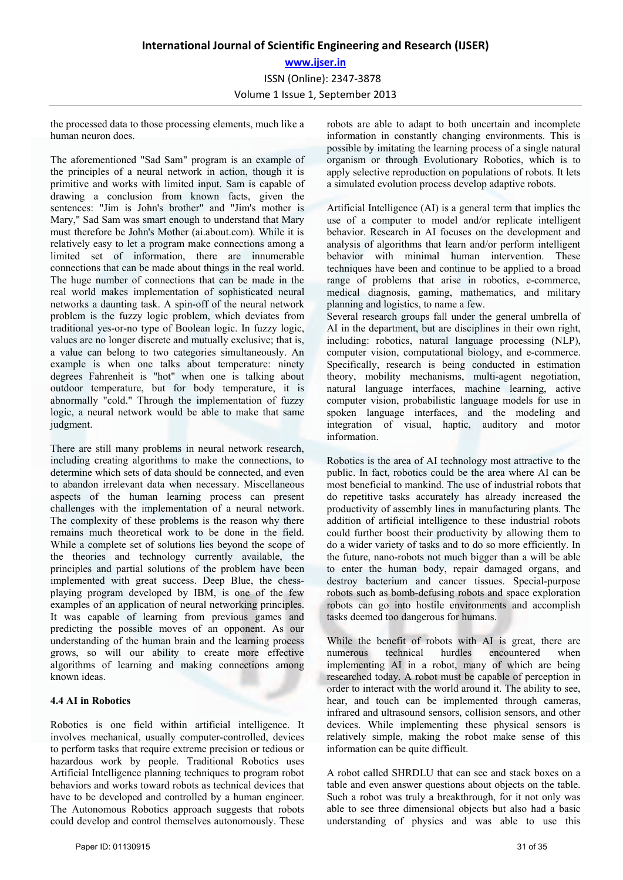the processed data to those processing elements, much like a human neuron does.

The aforementioned "Sad Sam" program is an example of the principles of a neural network in action, though it is primitive and works with limited input. Sam is capable of drawing a conclusion from known facts, given the sentences: "Jim is John's brother" and "Jim's mother is Mary," Sad Sam was smart enough to understand that Mary must therefore be John's Mother (ai.about.com). While it is relatively easy to let a program make connections among a limited set of information, there are innumerable connections that can be made about things in the real world. The huge number of connections that can be made in the real world makes implementation of sophisticated neural networks a daunting task. A spin-off of the neural network problem is the fuzzy logic problem, which deviates from traditional yes-or-no type of Boolean logic. In fuzzy logic, values are no longer discrete and mutually exclusive; that is, a value can belong to two categories simultaneously. An example is when one talks about temperature: ninety degrees Fahrenheit is "hot" when one is talking about outdoor temperature, but for body temperature, it is abnormally "cold." Through the implementation of fuzzy logic, a neural network would be able to make that same judgment.

There are still many problems in neural network research, including creating algorithms to make the connections, to determine which sets of data should be connected, and even to abandon irrelevant data when necessary. Miscellaneous aspects of the human learning process can present challenges with the implementation of a neural network. The complexity of these problems is the reason why there remains much theoretical work to be done in the field. While a complete set of solutions lies beyond the scope of the theories and technology currently available, the principles and partial solutions of the problem have been implemented with great success. Deep Blue, the chess-playing program developed by IBM, is one of the few examples of an application of neural networking principles. It was capable of learning from previous games and predicting the possible moves of an opponent. As our understanding of the human brain and the learning process grows, so will our ability to create more effective algorithms of learning and making connections among known ideas.

### 4.4 AI in Robotics

Robotics is one field within artificial intelligence. It involves mechanical, usually computer-controlled, devices to perform tasks that require extreme precision or tedious or hazardous work by people. Traditional Robotics uses Artificial Intelligence planning techniques to program robot behaviors and works toward robots as technical devices that have to be developed and controlled by a human engineer. The Autonomous Robotics approach suggests that robots could develop and control themselves autonomously. These robots are able to adapt to both uncertain and incomplete information in constantly changing environments. This is possible by imitating the learning process of a single natural organism or through Evolutionary Robotics, which is to apply selective reproduction on populations of robots. It lets a simulated evolution process develop adaptive robots.

Artificial Intelligence (AI) is a general term that implies the use of a computer to model and/or replicate intelligent behavior. Research in AI focuses on the development and analysis of algorithms that learn and/or perform intelligent behavior with minimal human intervention. These techniques have been and continue to be applied to a broad range of problems that arise in robotics, e-commerce, medical diagnosis, gaming, mathematics, and military planning and logistics, to name a few.

Several research groups fall under the general umbrella of AI in the department, but are disciplines in their own right, including: robotics, natural language processing (NLP), computer vision, computational biology, and e-commerce. Specifically, research is being conducted in estimation theory, mobility mechanisms, multi-agent negotiation, natural language interfaces, machine learning, active computer vision, probabilistic language models for use in spoken language interfaces, and the modeling and integration of visual, haptic, auditory and motor information.

Robotics is the area of AI technology most attractive to the public. In fact, robotics could be the area where AI can be most beneficial to mankind. The use of industrial robots that do repetitive tasks accurately has already increased the productivity of assembly lines in manufacturing plants. The addition of artificial intelligence to these industrial robots could further boost their productivity by allowing them to do a wider variety of tasks and to do so more efficiently. In the future, nano-robots not much bigger than a will be able to enter the human body, repair damaged organs, and destroy bacterium and cancer tissues. Special-purpose robots such as bomb-defusing robots and space exploration robots can go into hostile environments and accomplish tasks deemed too dangerous for humans.

While the benefit of robots with AI is great, there are numerous technical hurdles encountered when implementing AI in a robot, many of which are being researched today. A robot must be capable of perception in order to interact with the world around it. The ability to see, hear, and touch can be implemented through cameras, infrared and ultrasound sensors, collision sensors, and other devices. While implementing these physical sensors is relatively simple, making the robot make sense of this information can be quite difficult.

A robot called SHRDLU that can see and stack boxes on a table and even answer questions about objects on the table. Such a robot was truly a breakthrough, for it not only was able to see three dimensional objects but also had a basic understanding of physics and was able to use this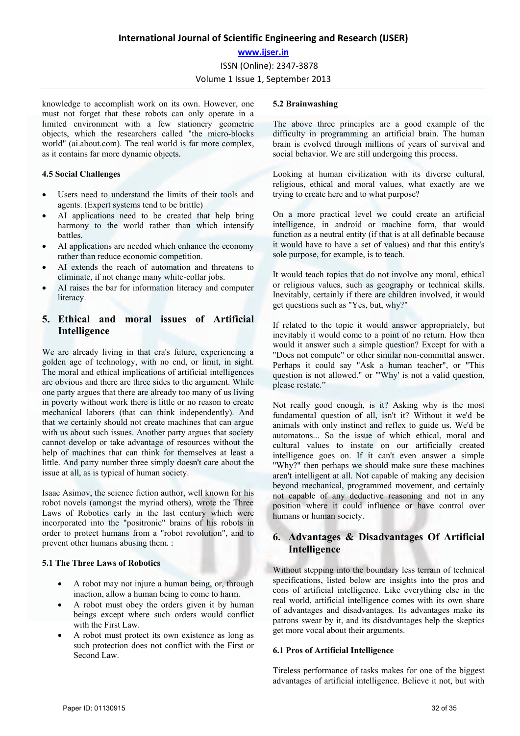knowledge to accomplish work on its own. However, one must not forget that these robots can only operate in a limited environment with a few stationery geometric objects, which the researchers called "the micro-blocks world" (ai.about.com). The real world is far more complex, as it contains far more dynamic objects.

#### 4.5 Social Challenges

- Users need to understand the limits of their tools and agents. (Expert systems tend to be brittle)
- AI applications need to be created that help bring harmony to the world rather than which intensify battles.
- AI applications are needed which enhance the economy rather than reduce economic competition.
- AI extends the reach of automation and threatens to eliminate, if not change many white-collar jobs.
- AI raises the bar for information literacy and computer literacy.

## 5. Ethical and moral issues of Artificial Intelligence

We are already living in that era's future, experiencing a golden age of technology, with no end, or limit, in sight. The moral and ethical implications of artificial intelligences are obvious and there are three sides to the argument. While one party argues that there are already too many of us living in poverty without work there is little or no reason to create mechanical laborers (that can think independently). And that we certainly should not create machines that can argue with us about such issues. Another party argues that society cannot develop or take advantage of resources without the help of machines that can think for themselves at least a little. And party number three simply doesn't care about the issue at all, as is typical of human society.

Isaac Asimov, the science fiction author, well known for his robot novels (amongst the myriad others), wrote the Three Laws of Robotics early in the last century which were incorporated into the "positronic" brains of his robots in order to protect humans from a "robot revolution", and to prevent other humans abusing them. :

#### 5.1 The Three Laws of Robotics

- A robot may not injure a human being, or, through inaction, allow a human being to come to harm.
- A robot must obey the orders given it by human beings except where such orders would conflict with the First Law.
- A robot must protect its own existence as long as such protection does not conflict with the First or Second Law.

#### 5.2 Brainwashing

The above three principles are a good example of the difficulty in programming an artificial brain. The human brain is evolved through millions of years of survival and social behavior. We are still undergoing this process.

Looking at human civilization with its diverse cultural, religious, ethical and moral values, what exactly are we trying to create here and to what purpose?

On a more practical level we could create an artificial intelligence, in android or machine form, that would function as a neutral entity (if that is at all definable because it would have to have a set of values) and that this entity's sole purpose, for example, is to teach.

It would teach topics that do not involve any moral, ethical or religious values, such as geography or technical skills. Inevitably, certainly if there are children involved, it would get questions such as "Yes, but, why?"

If related to the topic it would answer appropriately, but inevitably it would come to a point of no return. How then would it answer such a simple question? Except for with a "Does not compute" or other similar non-committal answer. Perhaps it could say "Ask a human teacher", or "This question is not allowed." or "'Why' is not a valid question, please restate."

Not really good enough, is it? Asking why is the most fundamental question of all, isn't it? Without it we'd be animals with only instinct and reflex to guide us. We'd be automatons... So the issue of which ethical, moral and cultural values to instate on our artificially created intelligence goes on. If it can't even answer a simple "Why?" then perhaps we should make sure these machines aren't intelligent at all. Not capable of making any decision beyond mechanical, programmed movement, and certainly not capable of any deductive reasoning and not in any position where it could influence or have control over humans or human society.

## 6. Advantages & Disadvantages Of Artificial Intelligence

Without stepping into the boundary less terrain of technical specifications, listed below are insights into the pros and cons of artificial intelligence. Like everything else in the real world, artificial intelligence comes with its own share of advantages and disadvantages. Its advantages make its patrons swear by it, and its disadvantages help the skeptics get more vocal about their arguments.

#### 6.1 Pros of Artificial Intelligence

Tireless performance of tasks makes for one of the biggest advantages of artificial intelligence. Believe it not, but with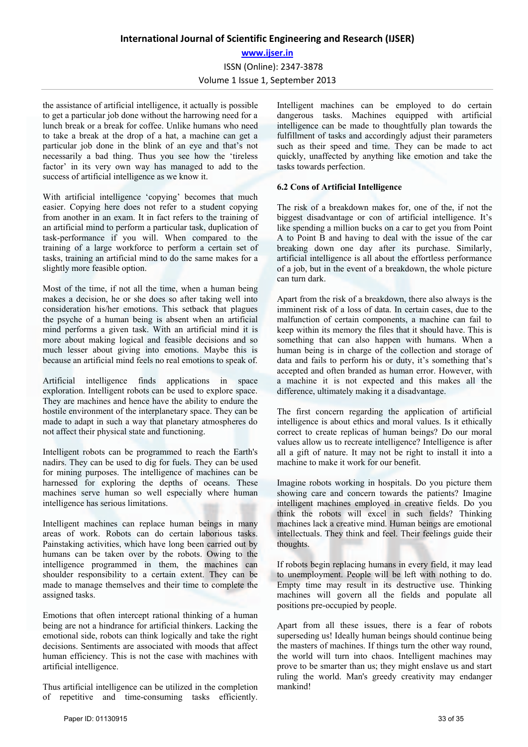the assistance of artificial intelligence, it actually is possible to get a particular job done without the harrowing need for a lunch break or a break for coffee. Unlike humans who need to take a break at the drop of a hat, a machine can get a particular job done in the blink of an eye and that's not necessarily a bad thing. Thus you see how the 'tireless factor' in its very own way has managed to add to the success of artificial intelligence as we know it.

With artificial intelligence 'copying' becomes that much easier. Copying here does not refer to a student copying from another in an exam. It in fact refers to the training of an artificial mind to perform a particular task, duplication of task-performance if you will. When compared to the training of a large workforce to perform a certain set of tasks, training an artificial mind to do the same makes for a slightly more feasible option.

Most of the time, if not all the time, when a human being makes a decision, he or she does so after taking well into consideration his/her emotions. This setback that plagues the psyche of a human being is absent when an artificial mind performs a given task. With an artificial mind it is more about making logical and feasible decisions and so much lesser about giving into emotions. Maybe this is because an artificial mind feels no real emotions to speak of.

Artificial intelligence finds applications in space exploration. Intelligent robots can be used to explore space. They are machines and hence have the ability to endure the hostile environment of the interplanetary space. They can be made to adapt in such a way that planetary atmospheres do not affect their physical state and functioning.

Intelligent robots can be programmed to reach the Earth's nadirs. They can be used to dig for fuels. They can be used for mining purposes. The intelligence of machines can be harnessed for exploring the depths of oceans. These machines serve human so well especially where human intelligence has serious limitations.

Intelligent machines can replace human beings in many areas of work. Robots can do certain laborious tasks. Painstaking activities, which have long been carried out by humans can be taken over by the robots. Owing to the intelligence programmed in them, the machines can shoulder responsibility to a certain extent. They can be made to manage themselves and their time to complete the assigned tasks.

Emotions that often intercept rational thinking of a human being are not a hindrance for artificial thinkers. Lacking the emotional side, robots can think logically and take the right decisions. Sentiments are associated with moods that affect human efficiency. This is not the case with machines with artificial intelligence.

Thus artificial intelligence can be utilized in the completion of repetitive and time-consuming tasks efficiently. Intelligent machines can be employed to do certain dangerous tasks. Machines equipped with artificial intelligence can be made to thoughtfully plan towards the fulfillment of tasks and accordingly adjust their parameters such as their speed and time. They can be made to act quickly, unaffected by anything like emotion and take the tasks towards perfection.

### 6.2 Cons of Artificial Intelligence

The risk of a breakdown makes for, one of the, if not the biggest disadvantage or con of artificial intelligence. It's like spending a million bucks on a car to get you from Point A to Point B and having to deal with the issue of the car breaking down one day after its purchase. Similarly, artificial intelligence is all about the effortless performance of a job, but in the event of a breakdown, the whole picture can turn dark.

Apart from the risk of a breakdown, there also always is the imminent risk of a loss of data. In certain cases, due to the malfunction of certain components, a machine can fail to keep within its memory the files that it should have. This is something that can also happen with humans. When a human being is in charge of the collection and storage of data and fails to perform his or duty, it's something that's accepted and often branded as human error. However, with a machine it is not expected and this makes all the difference, ultimately making it a disadvantage.

The first concern regarding the application of artificial intelligence is about ethics and moral values. Is it ethically correct to create replicas of human beings? Do our moral values allow us to recreate intelligence? Intelligence is after all a gift of nature. It may not be right to install it into a machine to make it work for our benefit.

Imagine robots working in hospitals. Do you picture them showing care and concern towards the patients? Imagine intelligent machines employed in creative fields. Do you think the robots will excel in such fields? Thinking machines lack a creative mind. Human beings are emotional intellectuals. They think and feel. Their feelings guide their thoughts.

If robots begin replacing humans in every field, it may lead to unemployment. People will be left with nothing to do. Empty time may result in its destructive use. Thinking machines will govern all the fields and populate all positions pre-occupied by people.

Apart from all these issues, there is a fear of robots superseding us! Ideally human beings should continue being the masters of machines. If things turn the other way round, the world will turn into chaos. Intelligent machines may prove to be smarter than us; they might enslave us and start ruling the world. Man's greedy creativity may endanger mankind!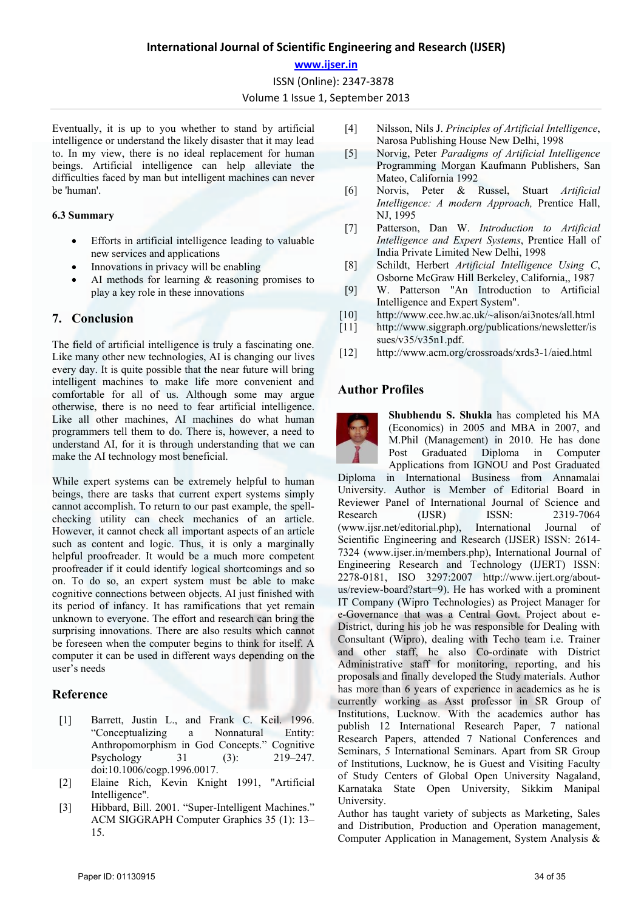Eventually, it is up to you whether to stand by artificial intelligence or understand the likely disaster that it may lead to. In my view, there is no ideal replacement for human beings. Artificial intelligence can help alleviate the difficulties faced by man but intelligent machines can never be 'human'.

**6.3 Summary**

- Efforts in artificial intelligence leading to valuable new services and applications
- Innovations in privacy will be enabling
- AI methods for learning & reasoning promises to play a key role in these innovations

## 7. Conclusion

The field of artificial intelligence is truly a fascinating one. Like many other new technologies, AI is changing our lives every day. It is quite possible that the near future will bring intelligent machines to make life more convenient and comfortable for all of us. Although some may argue otherwise, there is no need to fear artificial intelligence. Like all other machines, AI machines do what human programmers tell them to do. There is, however, a need to understand AI, for it is through understanding that we can make the AI technology most beneficial.

While expert systems can be extremely helpful to human beings, there are tasks that current expert systems simply cannot accomplish. To return to our past example, the spell-checking utility can check mechanics of an article. However, it cannot check all important aspects of an article such as content and logic. Thus, it is only a marginally helpful proofreader. It would be a much more competent proofreader if it could identify logical shortcomings and so on. To do so, an expert system must be able to make cognitive connections between objects. AI just finished with its period of infancy. It has ramifications that yet remain unknown to everyone. The effort and research can bring the surprising innovations. There are also results which cannot be foreseen when the computer begins to think for itself. A computer it can be used in different ways depending on the user's needs

## Reference

[1] Barrett, Justin L., and Frank C. Keil. 1996. "Conceptualizing a Nonnatural Entity: Anthropomorphism in God Concepts." Cognitive Psychology 31 (3): 219–247. doi:10.1006/cogp.1996.0017.

[2] Elaine Rich, Kevin Knight 1991, "Artificial Intelligence".

[3] Hibbard, Bill. 2001. "Super-Intelligent Machines." ACM SIGGRAPH Computer Graphics 35 (1): 13–15.

[4] Nilsson, Nils J. *Principles of Artificial Intelligence*, Narosa Publishing House New Delhi, 1998

[5] Norvig, Peter *Paradigms of Artificial Intelligence* Programming Morgan Kaufmann Publishers, San Mateo, California 1992

[6] Norvis, Peter & Russel, Stuart *Artificial Intelligence: A modern Approach,* Prentice Hall, NJ, 1995

[7] Patterson, Dan W. *Introduction to Artificial Intelligence and Expert Systems*, Prentice Hall of India Private Limited New Delhi, 1998

[8] Schildt, Herbert *Artificial Intelligence Using C*, Osborne McGraw Hill Berkeley, California,, 1987

[9] W. Patterson "An Introduction to Artificial Intelligence and Expert System".

[10] http://www.cee.hw.ac.uk/~alison/ai3notes/all.html

[11] http://www.siggraph.org/publications/newsletter/issues/v35/v35n1.pdf.

[12] http://www.acm.org/crossroads/xrds3-1/aied.html

## Author Profiles

**Shubhendu S. Shukla** has completed his MA (Economics) in 2005 and MBA in 2007, and M.Phil (Management) in 2010. He has done Post Graduated Diploma in Computer Applications from IGNOU and Post Graduated Diploma in International Business from Annamalai University. Author is Member of Editorial Board in Reviewer Panel of International Journal of Science and Research (IJSR) ISSN: 2319-7064 (www.ijsr.net/editorial.php), International Journal of Scientific Engineering and Research (IJSER) ISSN: 2614-7324 (www.ijser.in/members.php), International Journal of Engineering Research and Technology (IJERT) ISSN: 2278-0181, ISO 3297:2007 http://www.ijert.org/about-us/review-board?start=9). He has worked with a prominent IT Company (Wipro Technologies) as Project Manager for e-Governance that was a Central Govt. Project about e-District, during his job he was responsible for Dealing with Consultant (Wipro), dealing with Techo team i.e. Trainer and other staff, he also Co-ordinate with District Administrative staff for monitoring, reporting, and his proposals and finally developed the Study materials. Author has more than 6 years of experience in academics as he is currently working as Asst professor in SR Group of Institutions, Lucknow. With the academics author has publish 12 International Research Paper, 7 national Research Papers, attended 7 National Conferences and Seminars, 5 International Seminars. Apart from SR Group of Institutions, Lucknow, he is Guest and Visiting Faculty of Study Centers of Global Open University Nagaland, Karnataka State Open University, Sikkim Manipal University.

Author has taught variety of subjects as Marketing, Sales and Distribution, Production and Operation management, Computer Application in Management, System Analysis &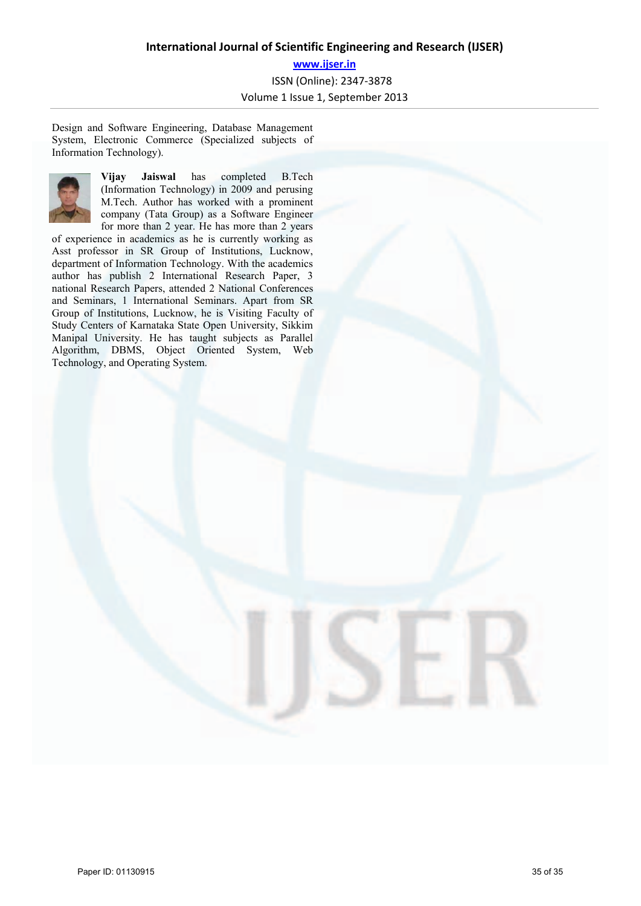Design and Software Engineering, Database Management System, Electronic Commerce (Specialized subjects of Information Technology).

**Vijay Jaiswal** has completed B.Tech (Information Technology) in 2009 and perusing M.Tech. Author has worked with a prominent company (Tata Group) as a Software Engineer for more than 2 year. He has more than 2 years of experience in academics as he is currently working as Asst professor in SR Group of Institutions, Lucknow, department of Information Technology. With the academics author has publish 2 International Research Paper, 3 national Research Papers, attended 2 National Conferences and Seminars, 1 International Seminars. Apart from SR Group of Institutions, Lucknow, he is Visiting Faculty of Study Centers of Karnataka State Open University, Sikkim Manipal University. He has taught subjects as Parallel Algorithm, DBMS, Object Oriented System, Web Technology, and Operating System.